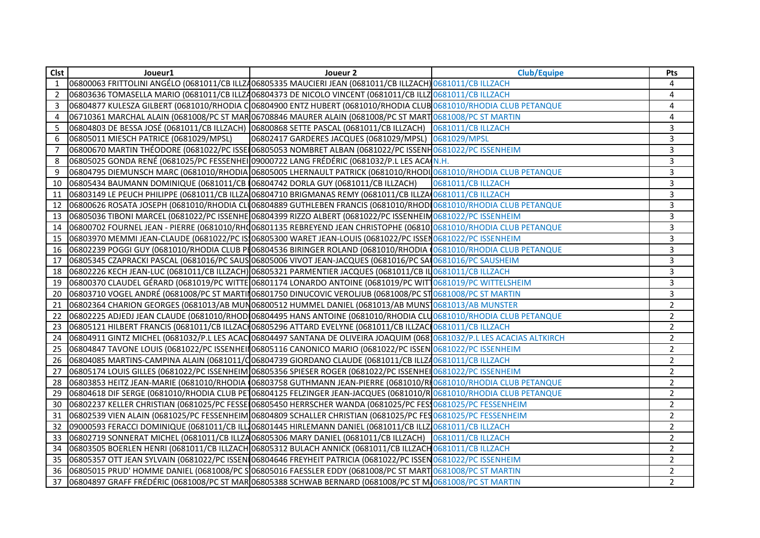| Clst | Joueur1 | Joueur 2 | Club/Equipe | Pts |
|---|---|---|---|---|
| 1 | 06800063 FRITTOLINI ANGÉLO (0681011/CB ILLZA | 06805335 MAUCIERI JEAN (0681011/CB ILLZACH) | 0681011/CB ILLZACH | 4 |
| 2 | 06803636 TOMASELLA MARIO (0681011/CB ILLZA | 06804373 DE NICOLO VINCENT (0681011/CB ILLZ | 0681011/CB ILLZACH | 4 |
| 3 | 06804877 KULESZA GILBERT (0681010/RHODIA C | 06804900 ENTZ HUBERT (0681010/RHODIA CLUB | 0681010/RHODIA CLUB PETANQUE | 4 |
| 4 | 06710361 MARCHAL ALAIN (0681008/PC ST MAR | 06708846 MAURER ALAIN (0681008/PC ST MART | 0681008/PC ST MARTIN | 4 |
| 5 | 06804803 DE BESSA JOSÉ (0681011/CB ILLZACH) | 06800868 SETTE PASCAL (0681011/CB ILLZACH) | 0681011/CB ILLZACH | 3 |
| 6 | 06805011 MIESCH PATRICE (0681029/MPSL) | 06802417 GARDERES JACQUES (0681029/MPSL) | 0681029/MPSL | 3 |
| 7 | 06800670 MARTIN THÉODORE (0681022/PC ISSE | 06805053 NOMBRET ALBAN (0681022/PC ISSENH | 0681022/PC ISSENHEIM | 3 |
| 8 | 06805025 GONDA RENÉ (0681025/PC FESSENHEI | 09000722 LANG FRÉDÉRIC (0681032/P.L LES ACA | N.H. | 3 |
| 9 | 06804795 DIEMUNSCH MARC (0681010/RHODIA | 06805005 LHERNAULT PATRICK (0681010/RHODI | 0681010/RHODIA CLUB PETANQUE | 3 |
| 10 | 06805434 BAUMANN DOMINIQUE (0681011/CB I | 06804742 DORLA GUY (0681011/CB ILLZACH) | 0681011/CB ILLZACH | 3 |
| 11 | 06803149 LE PEUCH PHILIPPE (0681011/CB ILLZA | 06804710 BRIGMANAS REMY (0681011/CB ILLZA | 0681011/CB ILLZACH | 3 |
| 12 | 06800626 ROSATA JOSEPH (0681010/RHODIA CL | 06804889 GUTHLEBEN FRANCIS (0681010/RHOD | 0681010/RHODIA CLUB PETANQUE | 3 |
| 13 | 06805036 TIBONI MARCEL (0681022/PC ISSENHE | 06804399 RIZZO ALBERT (0681022/PC ISSENHEIM | 0681022/PC ISSENHEIM | 3 |
| 14 | 06800702 FOURNEL JEAN - PIERRE (0681010/RH | 06801135 REBREYEND JEAN CHRISTOPHE (0681 | 0681010/RHODIA CLUB PETANQUE | 3 |
| 15 | 06803970 MEMMI JEAN-CLAUDE (0681022/PC IS | 06805300 WARET JEAN-LOUIS (0681022/PC ISSEN | 0681022/PC ISSENHEIM | 3 |
| 16 | 06802239 POGGI GUY (0681010/RHODIA CLUB P | 06804536 BIRINGER ROLAND (0681010/RHODIA | 0681010/RHODIA CLUB PETANQUE | 3 |
| 17 | 06805345 CZAPRACKI PASCAL (0681016/PC SAUS | 06805006 VIVOT JEAN-JACQUES (0681016/PC SA | 0681016/PC SAUSHEIM | 3 |
| 18 | 06802226 KECH JEAN-LUC (0681011/CB ILLZACH) | 06805321 PARMENTIER JACQUES (0681011/CB IL | 0681011/CB ILLZACH | 3 |
| 19 | 06800370 CLAUDEL GÉRARD (0681019/PC WITTE | 06801174 LONARDO ANTOINE (0681019/PC WIT | 0681019/PC WITTELSHEIM | 3 |
| 20 | 06803710 VOGEL ANDRÉ (0681008/PC ST MARTI | 06801750 DINUCOVIC VEROLJUB (0681008/PC ST | 0681008/PC ST MARTIN | 3 |
| 21 | 06802364 CHARION GEORGES (0681013/AB MUN | 06800512 HUMMEL DANIEL (0681013/AB MUNS | 0681013/AB MUNSTER | 2 |
| 22 | 06802225 ADJEDJ JEAN CLAUDE (0681010/RHOD | 06804495 HANS ANTOINE (0681010/RHODIA CLU | 0681010/RHODIA CLUB PETANQUE | 2 |
| 23 | 06805121 HILBERT FRANCIS (0681011/CB ILLZAC | 06805296 ATTARD EVELYNE (0681011/CB ILLZAC | 0681011/CB ILLZACH | 2 |
| 24 | 06804911 GINTZ MICHEL (0681032/P.L LES ACAC | 06804497 SANTANA DE OLIVEIRA JOAQUIM (068 | 0681032/P.L LES ACACIAS ALTKIRCH | 2 |
| 25 | 06804847 TAVONE LOUIS (0681022/PC ISSENHEI | 06805116 CANONICO MARIO (0681022/PC ISSEN | 0681022/PC ISSENHEIM | 2 |
| 26 | 06804085 MARTINS-CAMPINA ALAIN (0681011/C | 06804739 GIORDANO CLAUDE (0681011/CB ILLZ | 0681011/CB ILLZACH | 2 |
| 27 | 06805174 LOUIS GILLES (0681022/PC ISSENHEIM | 06805356 SPIESER ROGER (0681022/PC ISSENHEI | 0681022/PC ISSENHEIM | 2 |
| 28 | 06803853 HEITZ JEAN-MARIE (0681010/RHODIA | 06803758 GUTHMANN JEAN-PIERRE (0681010/R | 0681010/RHODIA CLUB PETANQUE | 2 |
| 29 | 06804618 DIF SERGE (0681010/RHODIA CLUB PE | 06804125 FELZINGER JEAN-JACQUES (0681010/R | 0681010/RHODIA CLUB PETANQUE | 2 |
| 30 | 06802237 KELLER CHRISTIAN (0681025/PC FESSE | 06805450 HERRSCHER WANDA (0681025/PC FES | 0681025/PC FESSENHEIM | 2 |
| 31 | 06802539 VIEN ALAIN (0681025/PC FESSENHEIM | 06804809 SCHALLER CHRISTIAN (0681025/PC FES | 0681025/PC FESSENHEIM | 2 |
| 32 | 09000593 FERACCI DOMINIQUE (0681011/CB ILL | 06801445 HIRLEMANN DANIEL (0681011/CB ILLZ | 0681011/CB ILLZACH | 2 |
| 33 | 06802719 SONNERAT MICHEL (0681011/CB ILLZA | 06805306 MARY DANIEL (0681011/CB ILLZACH) | 0681011/CB ILLZACH | 2 |
| 34 | 06803505 BOERLEN HENRI (0681011/CB ILLZACH | 06805312 BULACH ANNICK (0681011/CB ILLZACH | 0681011/CB ILLZACH | 2 |
| 35 | 06805357 OTT JEAN SYLVAIN (0681022/PC ISSEN | 06804646 FREYHEIT PATRICIA (0681022/PC ISSEN | 0681022/PC ISSENHEIM | 2 |
| 36 | 06805015 PRUD' HOMME DANIEL (0681008/PC S | 06805016 FAESSLER EDDY (0681008/PC ST MART | 0681008/PC ST MARTIN | 2 |
| 37 | 06804897 GRAFF FRÉDÉRIC (0681008/PC ST MAR | 06805388 SCHWAB BERNARD (0681008/PC ST M | 0681008/PC ST MARTIN | 2 |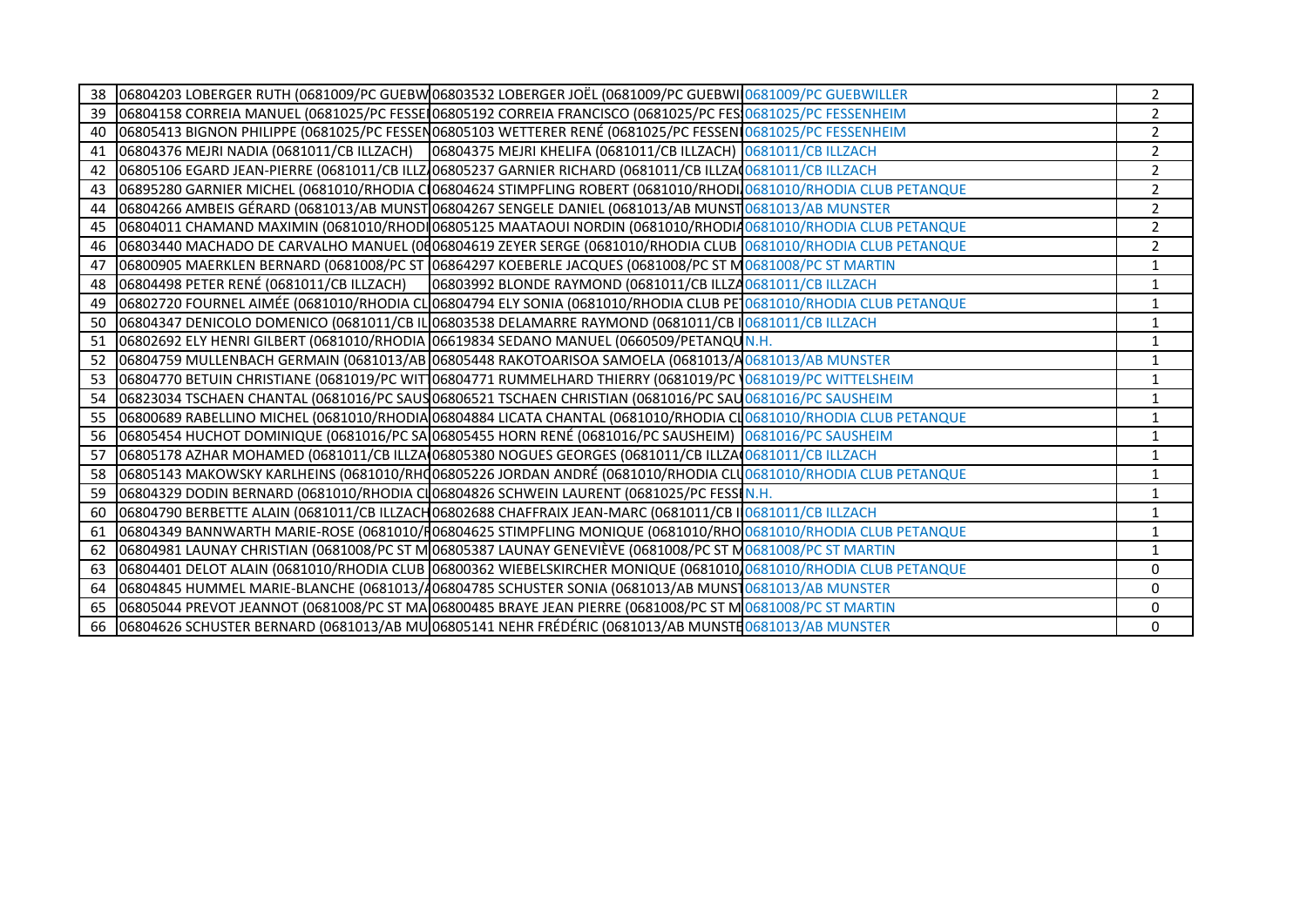| | | | | | |
|---|---|---|---|---|---|
| 38 | 06804203 LOBERGER RUTH (0681009/PC GUEBW | 06803532 LOBERGER JOËL (0681009/PC GUEBWI | 0681009/PC GUEBWILLER | | 2 |
| 39 | 06804158 CORREIA MANUEL (0681025/PC FESSE | 06805192 CORREIA FRANCISCO (0681025/PC FES | 0681025/PC FESSENHEIM | | 2 |
| 40 | 06805413 BIGNON PHILIPPE (0681025/PC FESSEN | 06805103 WETTERER RENÉ (0681025/PC FESSEN | 0681025/PC FESSENHEIM | | 2 |
| 41 | 06804376 MEJRI NADIA (0681011/CB ILLZACH) | 06804375 MEJRI KHELIFA (0681011/CB ILLZACH) | 0681011/CB ILLZACH | | 2 |
| 42 | 06805106 EGARD JEAN-PIERRE (0681011/CB ILLZ | 06805237 GARNIER RICHARD (0681011/CB ILLZA | 0681011/CB ILLZACH | | 2 |
| 43 | 06895280 GARNIER MICHEL (0681010/RHODIA C | 06804624 STIMPFLING ROBERT (0681010/RHODI | 0681010/RHODIA CLUB PETANQUE | | 2 |
| 44 | 06804266 AMBEIS GÉRARD (0681013/AB MUNST | 06804267 SENGELE DANIEL (0681013/AB MUNST | 0681013/AB MUNSTER | | 2 |
| 45 | 06804011 CHAMAND MAXIMIN (0681010/RHODI | 06805125 MAATAOUI NORDIN (0681010/RHODIA | 0681010/RHODIA CLUB PETANQUE | | 2 |
| 46 | 06803440 MACHADO DE CARVALHO MANUEL (06 | 06804619 ZEYER SERGE (0681010/RHODIA CLUB | 0681010/RHODIA CLUB PETANQUE | | 2 |
| 47 | 06800905 MAERKLEN BERNARD (0681008/PC ST | 06864297 KOEBERLE JACQUES (0681008/PC ST M | 0681008/PC ST MARTIN | | 1 |
| 48 | 06804498 PETER RENÉ (0681011/CB ILLZACH) | 06803992 BLONDE RAYMOND (0681011/CB ILLZA | 0681011/CB ILLZACH | | 1 |
| 49 | 06802720 FOURNEL AIMÉE (0681010/RHODIA CL | 06804794 ELY SONIA (0681010/RHODIA CLUB PE | 0681010/RHODIA CLUB PETANQUE | | 1 |
| 50 | 06804347 DENICOLO DOMENICO (0681011/CB IL | 06803538 DELAMARRE RAYMOND (0681011/CB I | 0681011/CB ILLZACH | | 1 |
| 51 | 06802692 ELY HENRI GILBERT (0681010/RHODIA | 06619834 SEDANO MANUEL (0660509/PETANQU | N.H. | | 1 |
| 52 | 06804759 MULLENBACH GERMAIN (0681013/AB | 06805448 RAKOTOARISOA SAMOELA (0681013/A | 0681013/AB MUNSTER | | 1 |
| 53 | 06804770 BETUIN CHRISTIANE (0681019/PC WIT | 06804771 RUMMELHARD THIERRY (0681019/PC | 0681019/PC WITTELSHEIM | | 1 |
| 54 | 06823034 TSCHAEN CHANTAL (0681016/PC SAUS | 06806521 TSCHAEN CHRISTIAN (0681016/PC SAU | 0681016/PC SAUSHEIM | | 1 |
| 55 | 06800689 RABELLINO MICHEL (0681010/RHODIA | 06804884 LICATA CHANTAL (0681010/RHODIA CL | 0681010/RHODIA CLUB PETANQUE | | 1 |
| 56 | 06805454 HUCHOT DOMINIQUE (0681016/PC SA | 06805455 HORN RENÉ (0681016/PC SAUSHEIM) | 0681016/PC SAUSHEIM | | 1 |
| 57 | 06805178 AZHAR MOHAMED (0681011/CB ILLZA | 06805380 NOGUES GEORGES (0681011/CB ILLZA | 0681011/CB ILLZACH | | 1 |
| 58 | 06805143 MAKOWSKY KARLHEINS (0681010/RH | 06805226 JORDAN ANDRÉ (0681010/RHODIA CL | 0681010/RHODIA CLUB PETANQUE | | 1 |
| 59 | 06804329 DODIN BERNARD (0681010/RHODIA C | 06804826 SCHWEIN LAURENT (0681025/PC FESS | N.H. | | 1 |
| 60 | 06804790 BERBETTE ALAIN (0681011/CB ILLZACH | 06802688 CHAFFRAIX JEAN-MARC (0681011/CB I | 0681011/CB ILLZACH | | 1 |
| 61 | 06804349 BANNWARTH MARIE-ROSE (0681010/R | 06804625 STIMPFLING MONIQUE (0681010/RHO | 0681010/RHODIA CLUB PETANQUE | | 1 |
| 62 | 06804981 LAUNAY CHRISTIAN (0681008/PC ST M | 06805387 LAUNAY GENEVIÈVE (0681008/PC ST M | 0681008/PC ST MARTIN | | 1 |
| 63 | 06804401 DELOT ALAIN (0681010/RHODIA CLUB | 06800362 WIEBELSKIRCHER MONIQUE (0681010/ | 0681010/RHODIA CLUB PETANQUE | | 0 |
| 64 | 06804845 HUMMEL MARIE-BLANCHE (0681013/A | 06804785 SCHUSTER SONIA (0681013/AB MUNST | 0681013/AB MUNSTER | | 0 |
| 65 | 06805044 PREVOT JEANNOT (0681008/PC ST MA | 06800485 BRAYE JEAN PIERRE (0681008/PC ST M | 0681008/PC ST MARTIN | | 0 |
| 66 | 06804626 SCHUSTER BERNARD (0681013/AB MU | 06805141 NEHR FRÉDÉRIC (0681013/AB MUNSTE | 0681013/AB MUNSTER | | 0 |